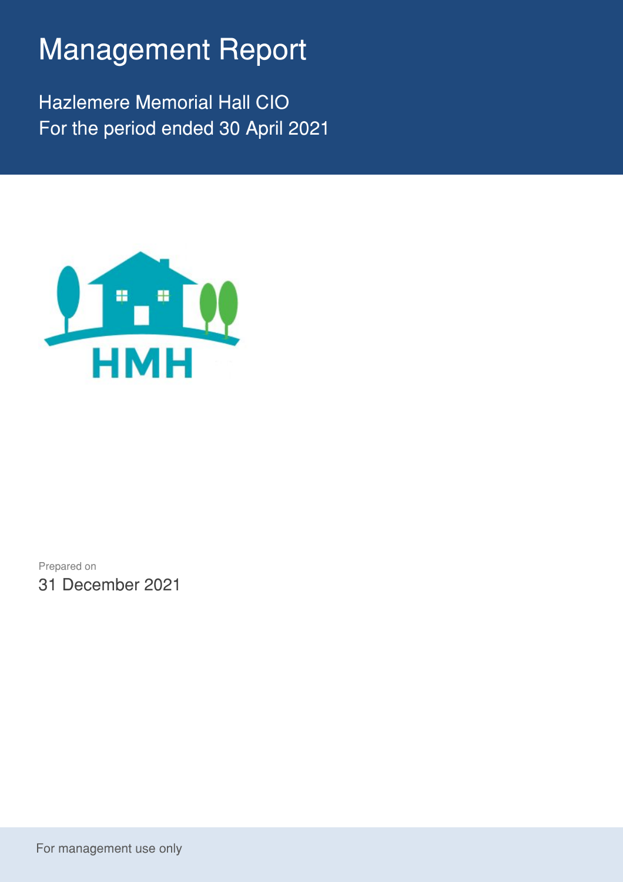# Management Report

Hazlemere Memorial Hall CIO
For the period ended 30 April 2021

HMH

Prepared on
31 December 2021

For management use only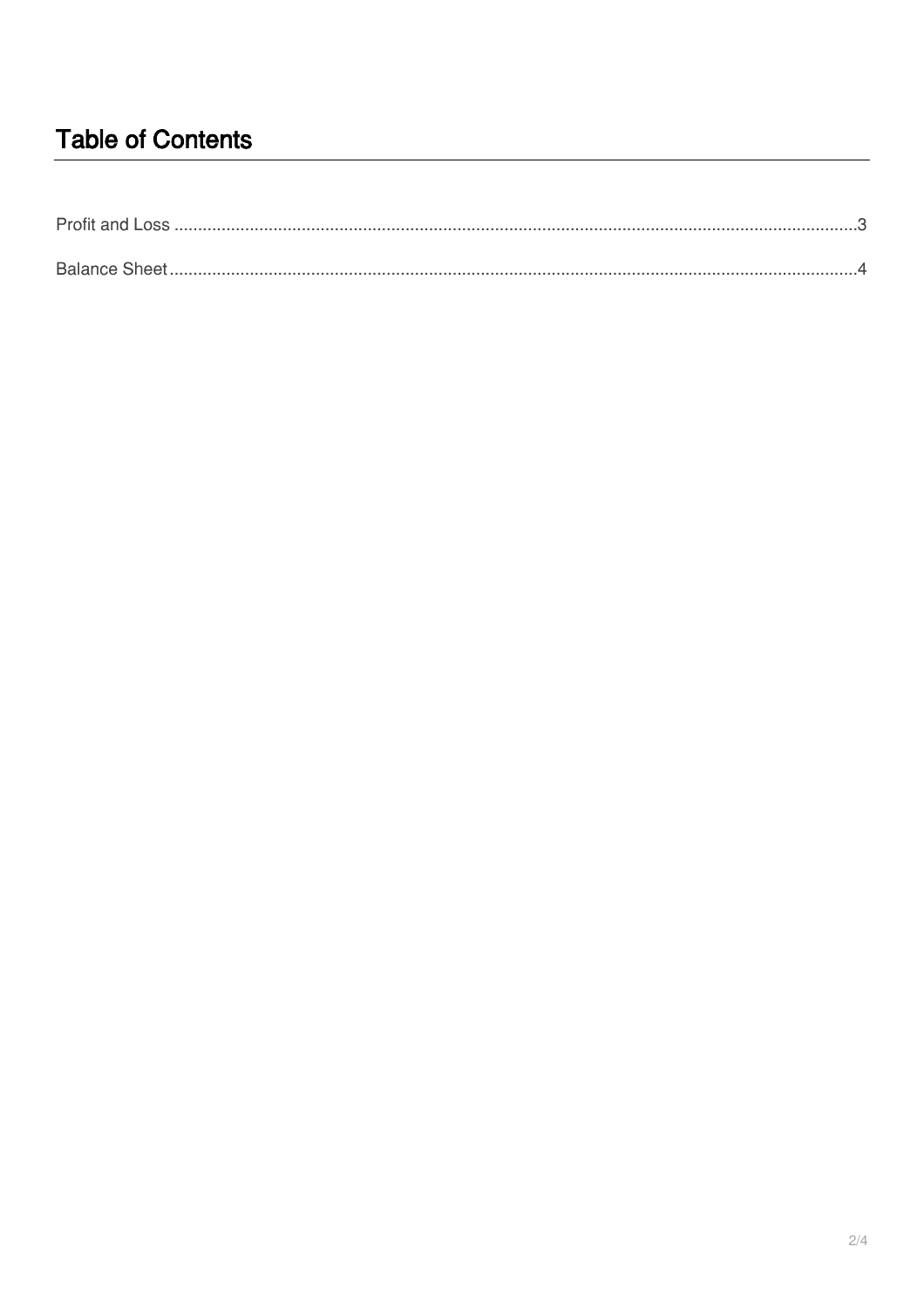# Table of Contents

Profit and Loss ........................................................................................................................................3

Balance Sheet ..........................................................................................................................................4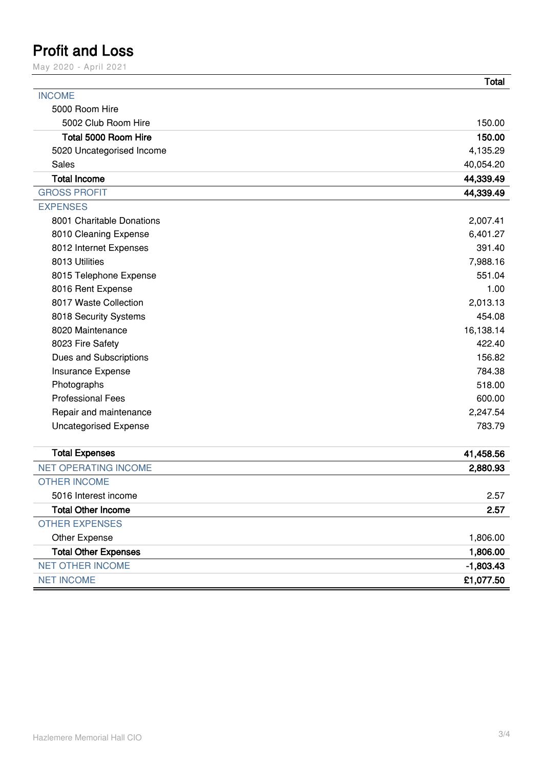# Profit and Loss

May 2020 - April 2021

| | Total |
|---|---|
| INCOME | |
| 5000 Room Hire | |
| 5002 Club Room Hire | 150.00 |
| **Total 5000 Room Hire** | **150.00** |
| 5020 Uncategorised Income | 4,135.29 |
| Sales | 40,054.20 |
| **Total Income** | **44,339.49** |
| GROSS PROFIT | **44,339.49** |
| EXPENSES | |
| 8001 Charitable Donations | 2,007.41 |
| 8010 Cleaning Expense | 6,401.27 |
| 8012 Internet Expenses | 391.40 |
| 8013 Utilities | 7,988.16 |
| 8015 Telephone Expense | 551.04 |
| 8016 Rent Expense | 1.00 |
| 8017 Waste Collection | 2,013.13 |
| 8018 Security Systems | 454.08 |
| 8020 Maintenance | 16,138.14 |
| 8023 Fire Safety | 422.40 |
| Dues and Subscriptions | 156.82 |
| Insurance Expense | 784.38 |
| Photographs | 518.00 |
| Professional Fees | 600.00 |
| Repair and maintenance | 2,247.54 |
| Uncategorised Expense | 783.79 |
| **Total Expenses** | **41,458.56** |
| NET OPERATING INCOME | **2,880.93** |
| OTHER INCOME | |
| 5016 Interest income | 2.57 |
| **Total Other Income** | **2.57** |
| OTHER EXPENSES | |
| Other Expense | 1,806.00 |
| **Total Other Expenses** | **1,806.00** |
| NET OTHER INCOME | **-1,803.43** |
| NET INCOME | **£1,077.50** |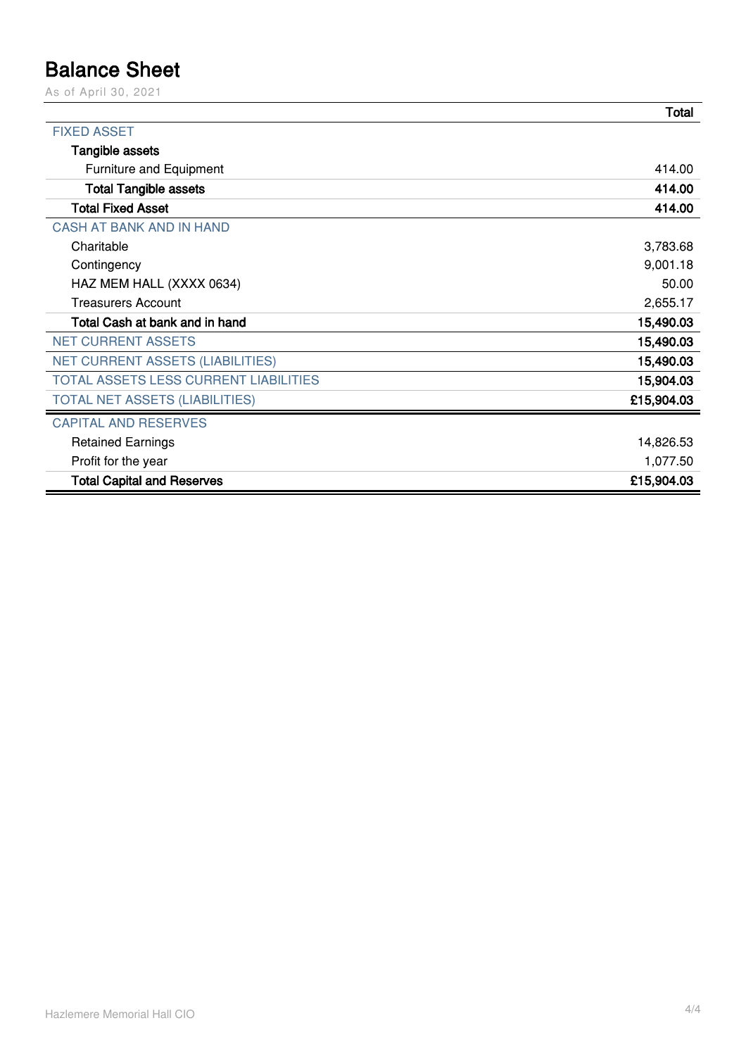# Balance Sheet

As of April 30, 2021

| | Total |
|---|---|
| FIXED ASSET | |
| **Tangible assets** | |
| Furniture and Equipment | 414.00 |
| **Total Tangible assets** | **414.00** |
| **Total Fixed Asset** | **414.00** |
| CASH AT BANK AND IN HAND | |
| Charitable | 3,783.68 |
| Contingency | 9,001.18 |
| HAZ MEM HALL (XXXX 0634) | 50.00 |
| Treasurers Account | 2,655.17 |
| **Total Cash at bank and in hand** | **15,490.03** |
| NET CURRENT ASSETS | **15,490.03** |
| NET CURRENT ASSETS (LIABILITIES) | **15,490.03** |
| TOTAL ASSETS LESS CURRENT LIABILITIES | **15,904.03** |
| TOTAL NET ASSETS (LIABILITIES) | **£15,904.03** |
| CAPITAL AND RESERVES | |
| Retained Earnings | 14,826.53 |
| Profit for the year | 1,077.50 |
| **Total Capital and Reserves** | **£15,904.03** |